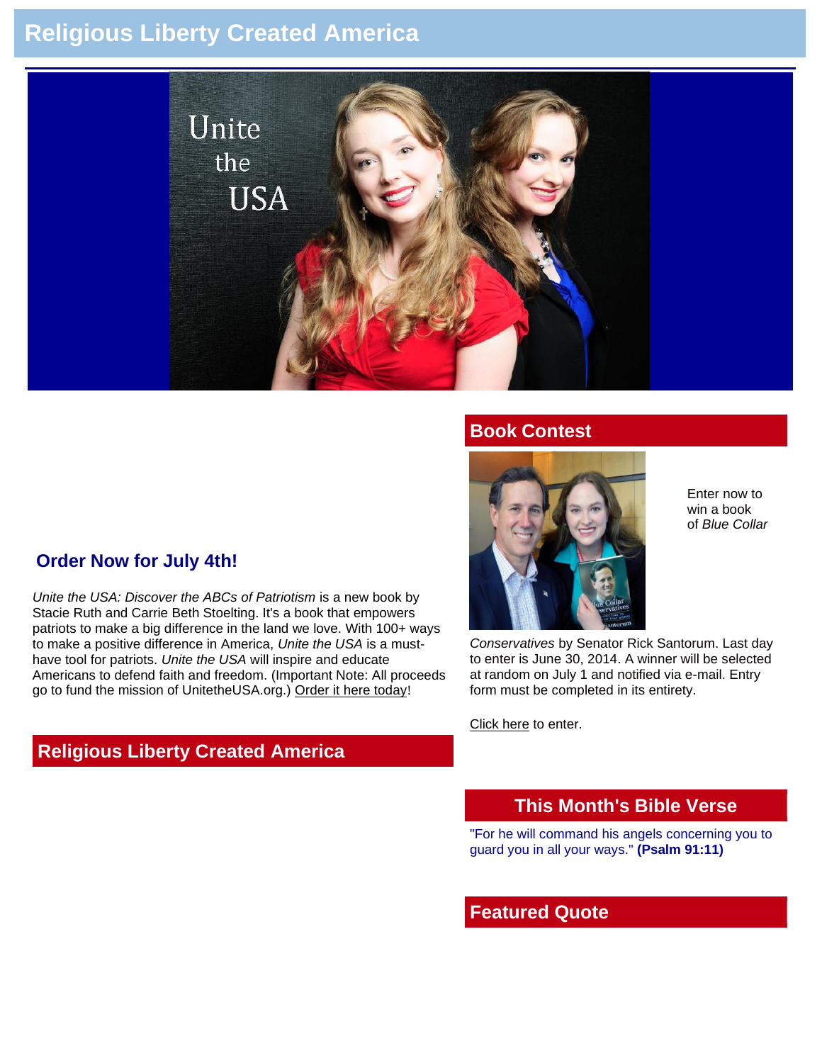# Religious Liberty Created America

## Order Now for July 4th!

*Unite the USA: Discover the ABCs of Patriotism* is a new book by Stacie Ruth and Carrie Beth Stoelting. It's a book that empowers patriots to make a big difference in the land we love. With 100+ ways to make a positive difference in America, *Unite the USA* is a must-have tool for patriots. *Unite the USA* will inspire and educate Americans to defend faith and freedom. (Important Note: All proceeds go to fund the mission of UnitetheUSA.org.) Order it here today!

## Religious Liberty Created America

## Book Contest

Enter now to win a book of *Blue Collar Conservatives* by Senator Rick Santorum. Last day to enter is June 30, 2014. A winner will be selected at random on July 1 and notified via e-mail. Entry form must be completed in its entirety.

Click here to enter.

## This Month's Bible Verse

"For he will command his angels concerning you to guard you in all your ways." **(Psalm 91:11)**

## Featured Quote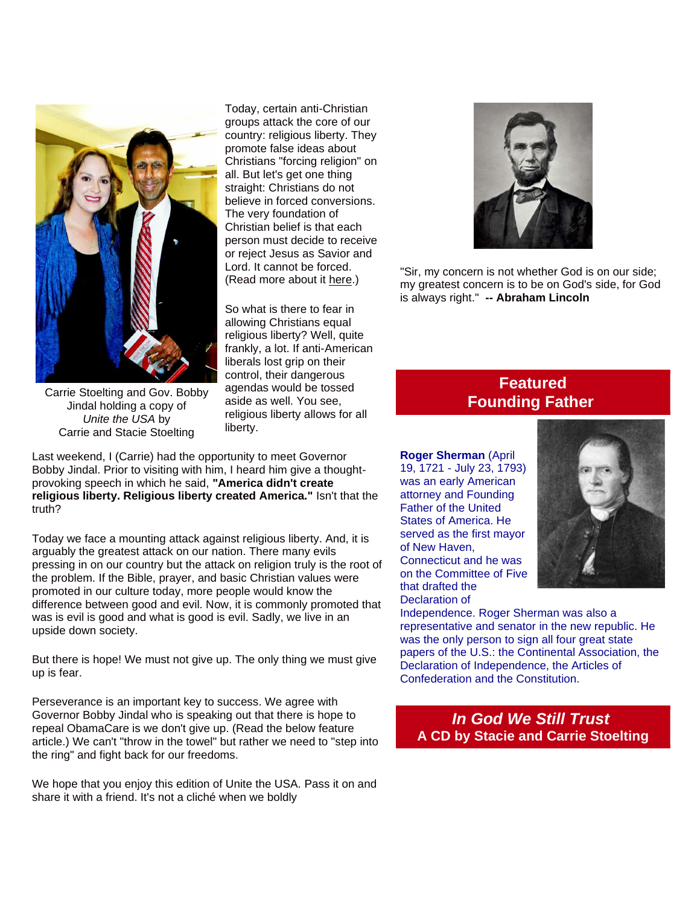Carrie Stoelting and Gov. Bobby Jindal holding a copy of *Unite the USA* by Carrie and Stacie Stoelting

Today, certain anti-Christian groups attack the core of our country: religious liberty. They promote false ideas about Christians "forcing religion" on all. But let's get one thing straight: Christians do not believe in forced conversions. The very foundation of Christian belief is that each person must decide to receive or reject Jesus as Savior and Lord. It cannot be forced. (Read more about it here.)

So what is there to fear in allowing Christians equal religious liberty? Well, quite frankly, a lot. If anti-American liberals lost grip on their control, their dangerous agendas would be tossed aside as well. You see, religious liberty allows for all liberty.

Last weekend, I (Carrie) had the opportunity to meet Governor Bobby Jindal. Prior to visiting with him, I heard him give a thought-provoking speech in which he said, **"America didn't create religious liberty. Religious liberty created America."** Isn't that the truth?

Today we face a mounting attack against religious liberty. And, it is arguably the greatest attack on our nation. There many evils pressing in on our country but the attack on religion truly is the root of the problem. If the Bible, prayer, and basic Christian values were promoted in our culture today, more people would know the difference between good and evil. Now, it is commonly promoted that was is evil is good and what is good is evil. Sadly, we live in an upside down society.

But there is hope! We must not give up. The only thing we must give up is fear.

Perseverance is an important key to success. We agree with Governor Bobby Jindal who is speaking out that there is hope to repeal ObamaCare is we don't give up. (Read the below feature article.) We can't "throw in the towel" but rather we need to "step into the ring" and fight back for our freedoms.

We hope that you enjoy this edition of Unite the USA. Pass it on and share it with a friend. It's not a cliché when we boldly

"Sir, my concern is not whether God is on our side; my greatest concern is to be on God's side, for God is always right." **-- Abraham Lincoln**

## Featured Founding Father

**Roger Sherman** (April 19, 1721 - July 23, 1793) was an early American attorney and Founding Father of the United States of America. He served as the first mayor of New Haven, Connecticut and he was on the Committee of Five that drafted the Declaration of Independence. Roger Sherman was also a representative and senator in the new republic. He was the only person to sign all four great state papers of the U.S.: the Continental Association, the Declaration of Independence, the Articles of Confederation and the Constitution.

## *In God We Still Trust*
## A CD by Stacie and Carrie Stoelting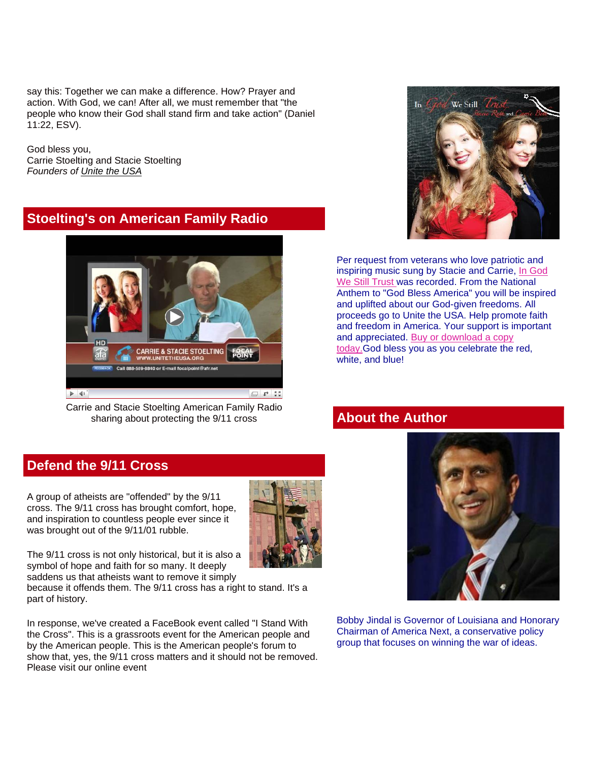say this: Together we can make a difference. How? Prayer and action. With God, we can! After all, we must remember that "the people who know their God shall stand firm and take action" (Daniel 11:22, ESV).

God bless you,
Carrie Stoelting and Stacie Stoelting
*Founders of Unite the USA*

## Stoelting's on American Family Radio

Carrie and Stacie Stoelting American Family Radio sharing about protecting the 9/11 cross

## Defend the 9/11 Cross

A group of atheists are "offended" by the 9/11 cross. The 9/11 cross has brought comfort, hope, and inspiration to countless people ever since it was brought out of the 9/11/01 rubble.

The 9/11 cross is not only historical, but it is also a symbol of hope and faith for so many. It deeply saddens us that atheists want to remove it simply because it offends them. The 9/11 cross has a right to stand. It's a part of history.

In response, we've created a FaceBook event called "I Stand With the Cross". This is a grassroots event for the American people and by the American people. This is the American people's forum to show that, yes, the 9/11 cross matters and it should not be removed. Please visit our online event

Per request from veterans who love patriotic and inspiring music sung by Stacie and Carrie, In God We Still Trust was recorded. From the National Anthem to "God Bless America" you will be inspired and uplifted about our God-given freedoms. All proceeds go to Unite the USA. Help promote faith and freedom in America. Your support is important and appreciated. Buy or download a copy today. God bless you as you celebrate the red, white, and blue!

## About the Author

Bobby Jindal is Governor of Louisiana and Honorary Chairman of America Next, a conservative policy group that focuses on winning the war of ideas.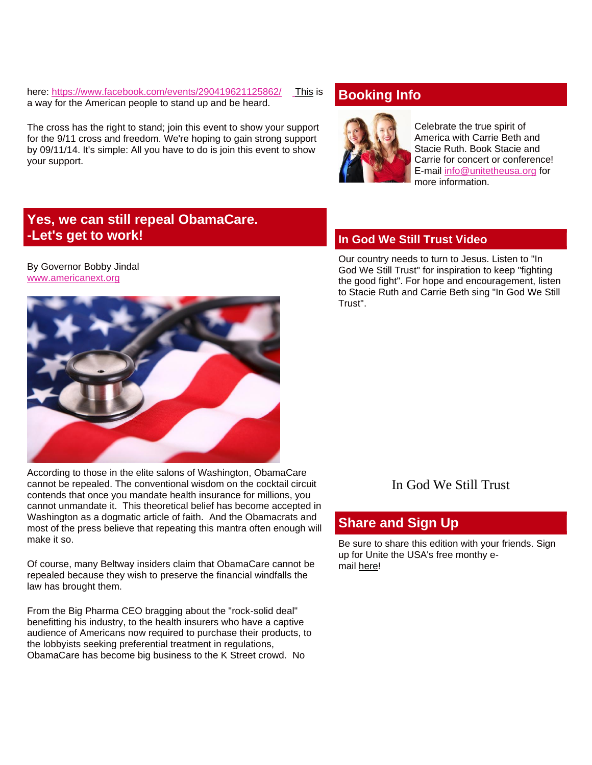here: https://www.facebook.com/events/290419621125862/ This is a way for the American people to stand up and be heard.

The cross has the right to stand; join this event to show your support for the 9/11 cross and freedom. We're hoping to gain strong support by 09/11/14. It's simple: All you have to do is join this event to show your support.

## Yes, we can still repeal ObamaCare. -Let's get to work!

By Governor Bobby Jindal
www.americanext.org

According to those in the elite salons of Washington, ObamaCare cannot be repealed. The conventional wisdom on the cocktail circuit contends that once you mandate health insurance for millions, you cannot unmandate it. This theoretical belief has become accepted in Washington as a dogmatic article of faith. And the Obamacrats and most of the press believe that repeating this mantra often enough will make it so.

Of course, many Beltway insiders claim that ObamaCare cannot be repealed because they wish to preserve the financial windfalls the law has brought them.

From the Big Pharma CEO bragging about the "rock-solid deal" benefitting his industry, to the health insurers who have a captive audience of Americans now required to purchase their products, to the lobbyists seeking preferential treatment in regulations, ObamaCare has become big business to the K Street crowd. No

## Booking Info

Celebrate the true spirit of America with Carrie Beth and Stacie Ruth. Book Stacie and Carrie for concert or conference! E-mail info@unitetheusa.org for more information.

## In God We Still Trust Video

Our country needs to turn to Jesus. Listen to "In God We Still Trust" for inspiration to keep "fighting the good fight". For hope and encouragement, listen to Stacie Ruth and Carrie Beth sing "In God We Still Trust".

In God We Still Trust

## Share and Sign Up

Be sure to share this edition with your friends. Sign up for Unite the USA's free monthy e-mail here!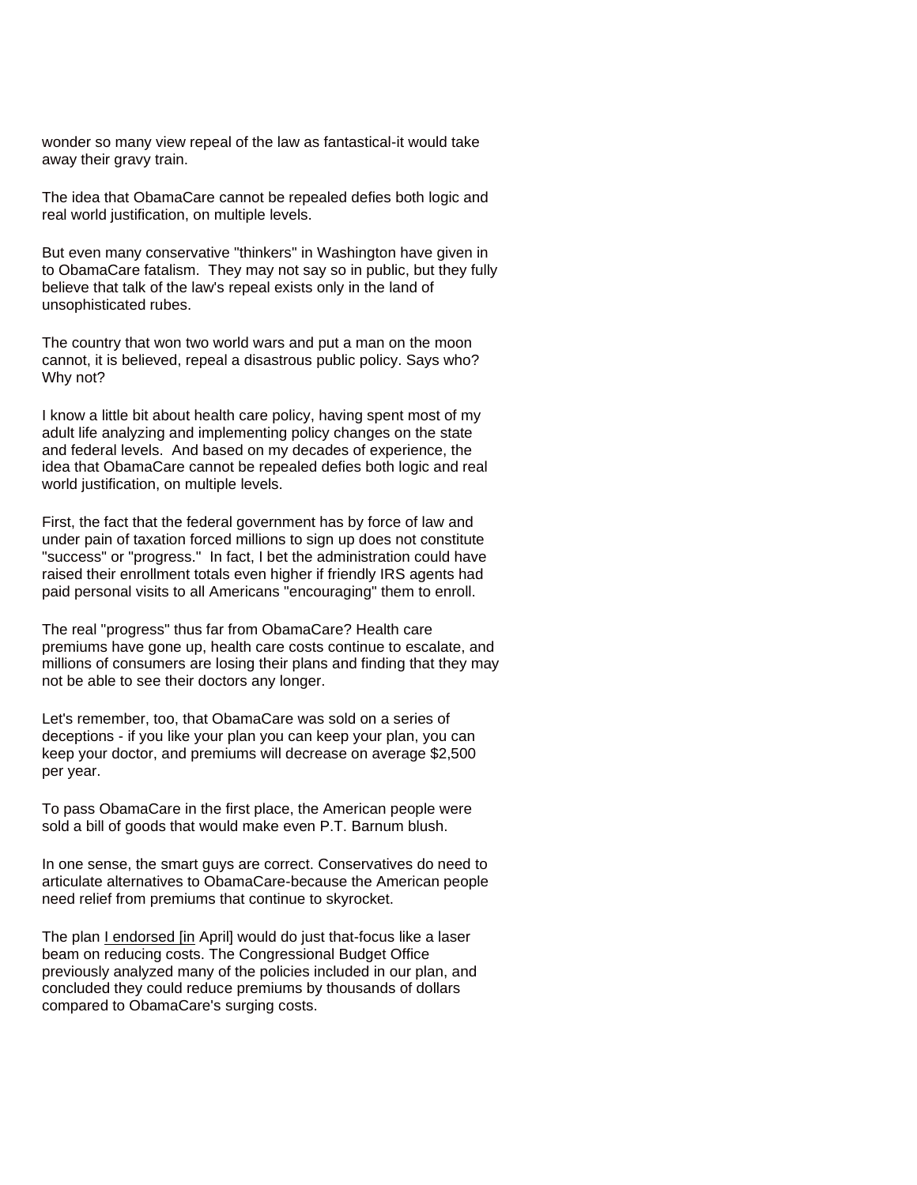wonder so many view repeal of the law as fantastical-it would take away their gravy train.

The idea that ObamaCare cannot be repealed defies both logic and real world justification, on multiple levels.

But even many conservative "thinkers" in Washington have given in to ObamaCare fatalism. They may not say so in public, but they fully believe that talk of the law's repeal exists only in the land of unsophisticated rubes.

The country that won two world wars and put a man on the moon cannot, it is believed, repeal a disastrous public policy. Says who? Why not?

I know a little bit about health care policy, having spent most of my adult life analyzing and implementing policy changes on the state and federal levels. And based on my decades of experience, the idea that ObamaCare cannot be repealed defies both logic and real world justification, on multiple levels.

First, the fact that the federal government has by force of law and under pain of taxation forced millions to sign up does not constitute "success" or "progress." In fact, I bet the administration could have raised their enrollment totals even higher if friendly IRS agents had paid personal visits to all Americans "encouraging" them to enroll.

The real "progress" thus far from ObamaCare? Health care premiums have gone up, health care costs continue to escalate, and millions of consumers are losing their plans and finding that they may not be able to see their doctors any longer.

Let's remember, too, that ObamaCare was sold on a series of deceptions - if you like your plan you can keep your plan, you can keep your doctor, and premiums will decrease on average $2,500 per year.

To pass ObamaCare in the first place, the American people were sold a bill of goods that would make even P.T. Barnum blush.

In one sense, the smart guys are correct. Conservatives do need to articulate alternatives to ObamaCare-because the American people need relief from premiums that continue to skyrocket.

The plan I endorsed [in April] would do just that-focus like a laser beam on reducing costs. The Congressional Budget Office previously analyzed many of the policies included in our plan, and concluded they could reduce premiums by thousands of dollars compared to ObamaCare's surging costs.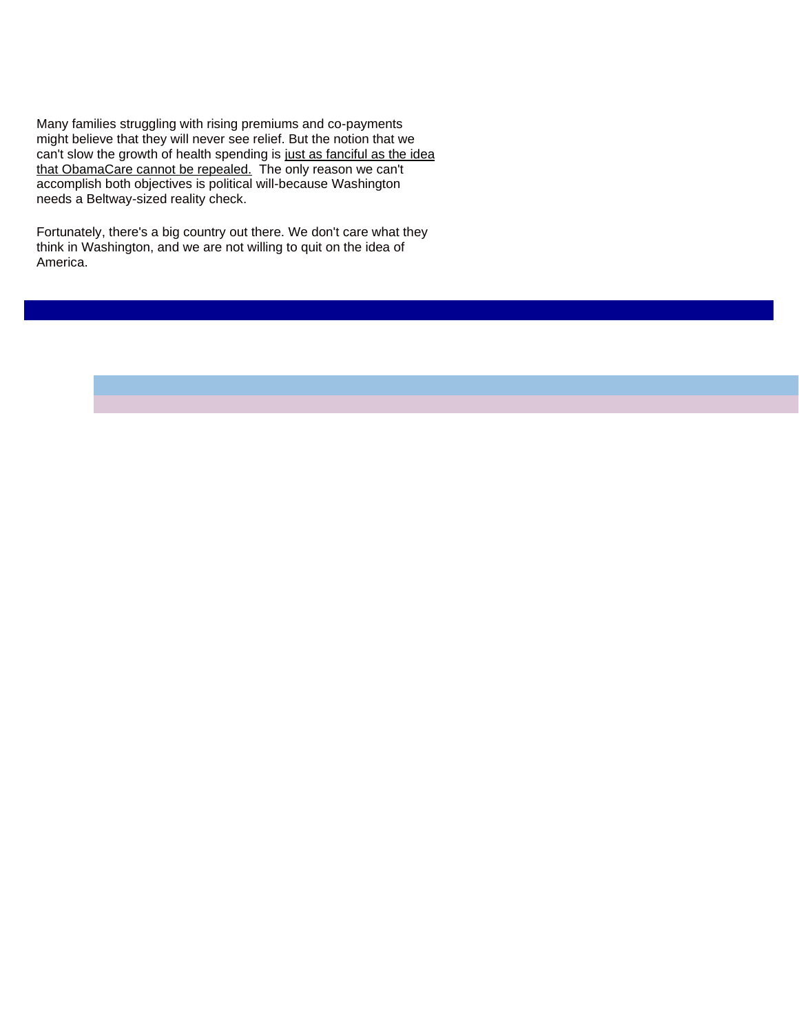Many families struggling with rising premiums and co-payments might believe that they will never see relief. But the notion that we can't slow the growth of health spending is <u>just as fanciful as the idea that ObamaCare cannot be repealed.</u> The only reason we can't accomplish both objectives is political will-because Washington needs a Beltway-sized reality check.

Fortunately, there's a big country out there. We don't care what they think in Washington, and we are not willing to quit on the idea of America.